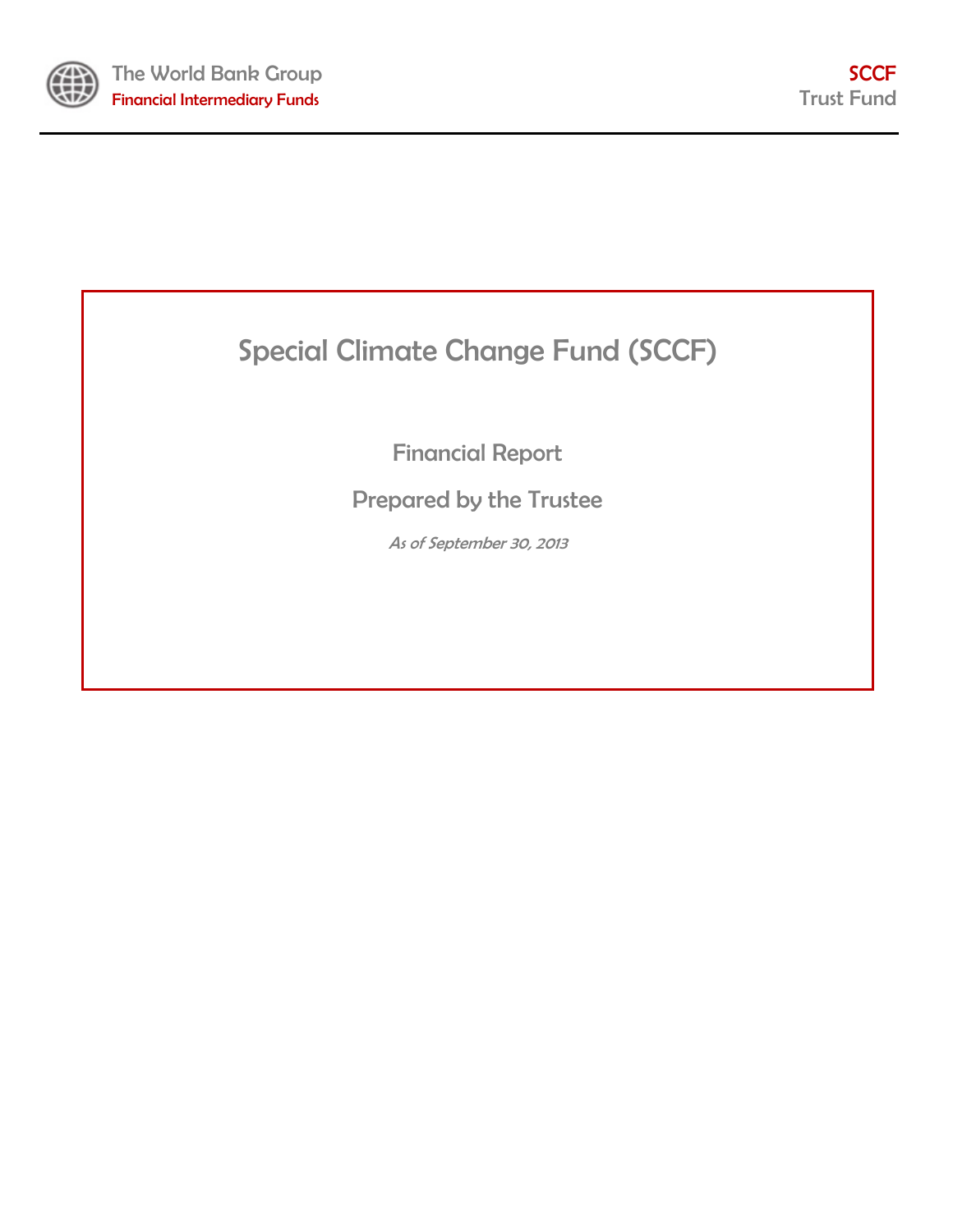The World Bank Group

Financial Intermediary Funds

SCCF

Trust Fund

# Special Climate Change Fund (SCCF)

## Financial Report

## Prepared by the Trustee

*As of September 30, 2013*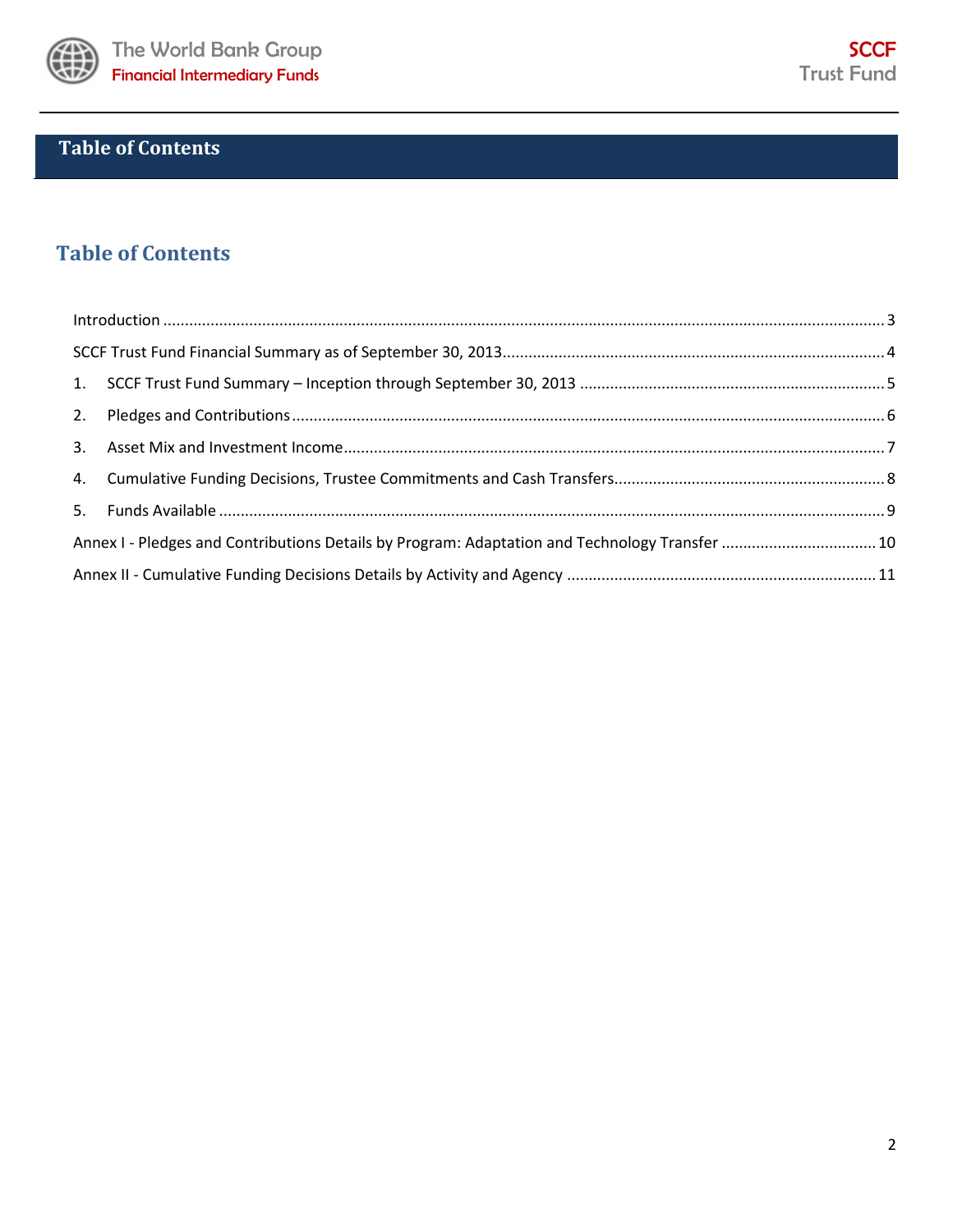# Table of Contents

## Table of Contents

Introduction ..... 3

SCCF Trust Fund Financial Summary as of September 30, 2013..... 4

1. SCCF Trust Fund Summary – Inception through September 30, 2013 ..... 5
2. Pledges and Contributions ..... 6
3. Asset Mix and Investment Income ..... 7
4. Cumulative Funding Decisions, Trustee Commitments and Cash Transfers ..... 8
5. Funds Available ..... 9

Annex I - Pledges and Contributions Details by Program: Adaptation and Technology Transfer ..... 10

Annex II - Cumulative Funding Decisions Details by Activity and Agency ..... 11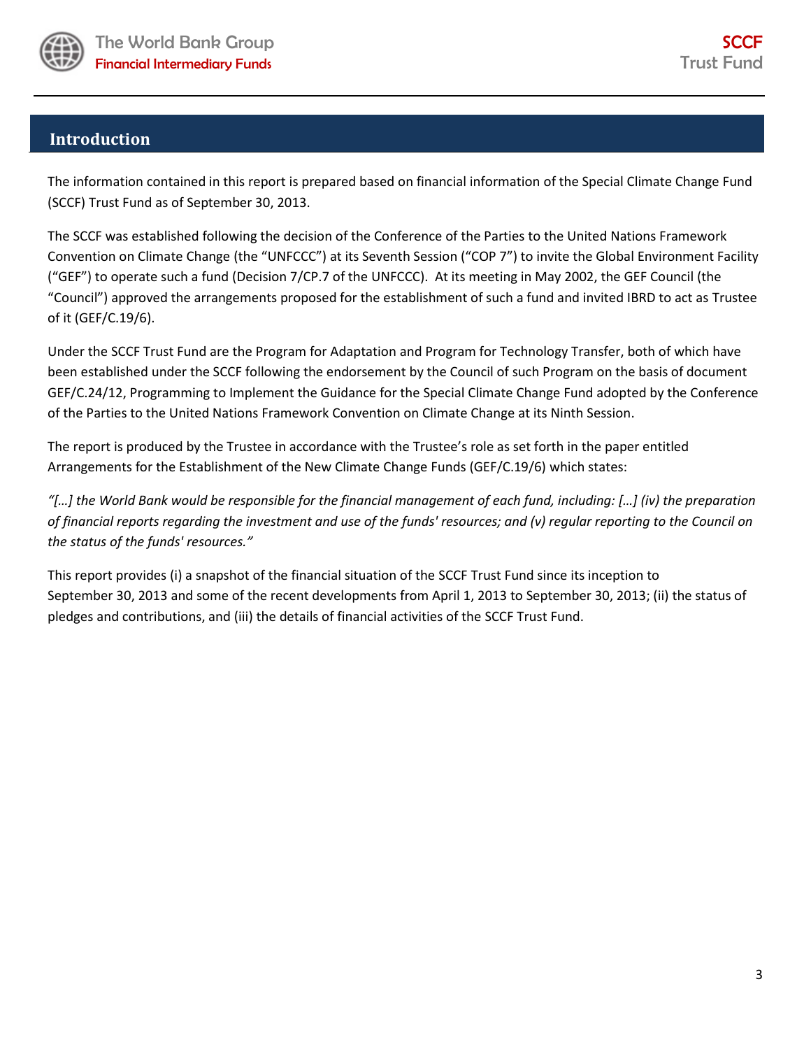## Introduction

The information contained in this report is prepared based on financial information of the Special Climate Change Fund (SCCF) Trust Fund as of September 30, 2013.

The SCCF was established following the decision of the Conference of the Parties to the United Nations Framework Convention on Climate Change (the "UNFCCC") at its Seventh Session ("COP 7") to invite the Global Environment Facility ("GEF") to operate such a fund (Decision 7/CP.7 of the UNFCCC). At its meeting in May 2002, the GEF Council (the "Council") approved the arrangements proposed for the establishment of such a fund and invited IBRD to act as Trustee of it (GEF/C.19/6).

Under the SCCF Trust Fund are the Program for Adaptation and Program for Technology Transfer, both of which have been established under the SCCF following the endorsement by the Council of such Program on the basis of document GEF/C.24/12, Programming to Implement the Guidance for the Special Climate Change Fund adopted by the Conference of the Parties to the United Nations Framework Convention on Climate Change at its Ninth Session.

The report is produced by the Trustee in accordance with the Trustee's role as set forth in the paper entitled Arrangements for the Establishment of the New Climate Change Funds (GEF/C.19/6) which states:

*"[…] the World Bank would be responsible for the financial management of each fund, including: […] (iv) the preparation of financial reports regarding the investment and use of the funds' resources; and (v) regular reporting to the Council on the status of the funds' resources."*

This report provides (i) a snapshot of the financial situation of the SCCF Trust Fund since its inception to September 30, 2013 and some of the recent developments from April 1, 2013 to September 30, 2013; (ii) the status of pledges and contributions, and (iii) the details of financial activities of the SCCF Trust Fund.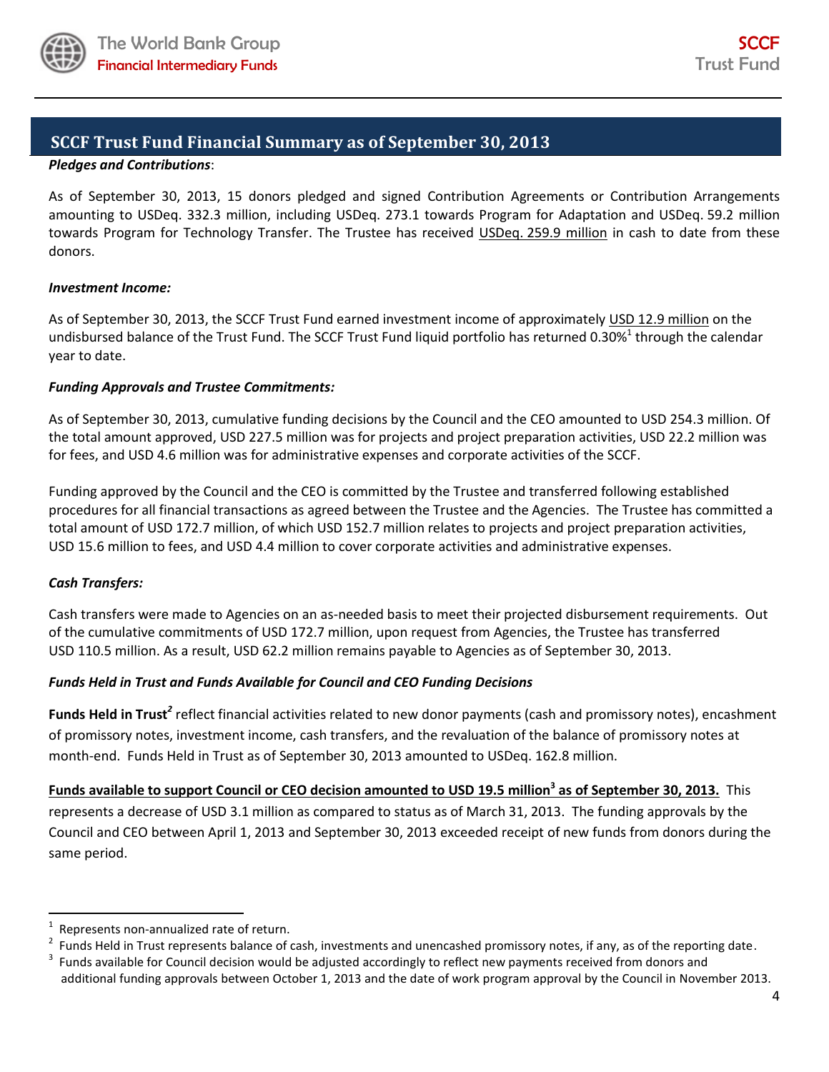## SCCF Trust Fund Financial Summary as of September 30, 2013

***Pledges and Contributions***:

As of September 30, 2013, 15 donors pledged and signed Contribution Agreements or Contribution Arrangements amounting to USDeq. 332.3 million, including USDeq. 273.1 towards Program for Adaptation and USDeq. 59.2 million towards Program for Technology Transfer. The Trustee has received USDeq. 259.9 million in cash to date from these donors.

***Investment Income:***

As of September 30, 2013, the SCCF Trust Fund earned investment income of approximately USD 12.9 million on the undisbursed balance of the Trust Fund. The SCCF Trust Fund liquid portfolio has returned 0.30%[1] through the calendar year to date.

***Funding Approvals and Trustee Commitments:***

As of September 30, 2013, cumulative funding decisions by the Council and the CEO amounted to USD 254.3 million. Of the total amount approved, USD 227.5 million was for projects and project preparation activities, USD 22.2 million was for fees, and USD 4.6 million was for administrative expenses and corporate activities of the SCCF.

Funding approved by the Council and the CEO is committed by the Trustee and transferred following established procedures for all financial transactions as agreed between the Trustee and the Agencies. The Trustee has committed a total amount of USD 172.7 million, of which USD 152.7 million relates to projects and project preparation activities, USD 15.6 million to fees, and USD 4.4 million to cover corporate activities and administrative expenses.

***Cash Transfers:***

Cash transfers were made to Agencies on an as-needed basis to meet their projected disbursement requirements. Out of the cumulative commitments of USD 172.7 million, upon request from Agencies, the Trustee has transferred USD 110.5 million. As a result, USD 62.2 million remains payable to Agencies as of September 30, 2013.

***Funds Held in Trust and Funds Available for Council and CEO Funding Decisions***

**Funds Held in Trust**[2] reflect financial activities related to new donor payments (cash and promissory notes), encashment of promissory notes, investment income, cash transfers, and the revaluation of the balance of promissory notes at month-end. Funds Held in Trust as of September 30, 2013 amounted to USDeq. 162.8 million.

**Funds available to support Council or CEO decision amounted to USD 19.5 million[3] as of September 30, 2013.** This represents a decrease of USD 3.1 million as compared to status as of March 31, 2013. The funding approvals by the Council and CEO between April 1, 2013 and September 30, 2013 exceeded receipt of new funds from donors during the same period.

---

[1] Represents non-annualized rate of return.

[2] Funds Held in Trust represents balance of cash, investments and unencashed promissory notes, if any, as of the reporting date.

[3] Funds available for Council decision would be adjusted accordingly to reflect new payments received from donors and additional funding approvals between October 1, 2013 and the date of work program approval by the Council in November 2013.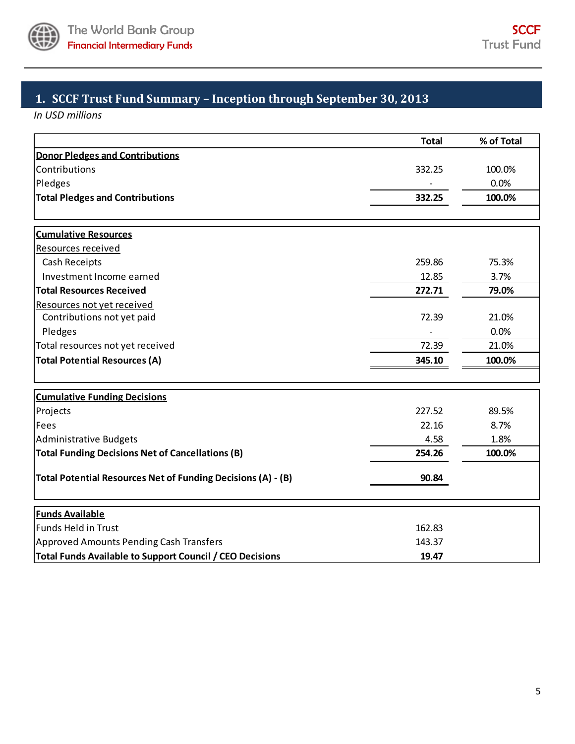## 1. SCCF Trust Fund Summary – Inception through September 30, 2013

*In USD millions*

| | Total | % of Total |
|---|---|---|
| **Donor Pledges and Contributions** | | |
| Contributions | 332.25 | 100.0% |
| Pledges | - | 0.0% |
| **Total Pledges and Contributions** | **332.25** | **100.0%** |

| | Total | % of Total |
|---|---|---|
| **Cumulative Resources** | | |
| Resources received | | |
| Cash Receipts | 259.86 | 75.3% |
| Investment Income earned | 12.85 | 3.7% |
| **Total Resources Received** | **272.71** | **79.0%** |
| Resources not yet received | | |
| Contributions not yet paid | 72.39 | 21.0% |
| Pledges | - | 0.0% |
| Total resources not yet received | 72.39 | 21.0% |
| **Total Potential Resources (A)** | **345.10** | **100.0%** |

| | Total | % of Total |
|---|---|---|
| **Cumulative Funding Decisions** | | |
| Projects | 227.52 | 89.5% |
| Fees | 22.16 | 8.7% |
| Administrative Budgets | 4.58 | 1.8% |
| **Total Funding Decisions Net of Cancellations (B)** | **254.26** | **100.0%** |
| **Total Potential Resources Net of Funding Decisions (A) - (B)** | **90.84** | |

| | Total |
|---|---|
| **Funds Available** | |
| Funds Held in Trust | 162.83 |
| Approved Amounts Pending Cash Transfers | 143.37 |
| **Total Funds Available to Support Council / CEO Decisions** | **19.47** |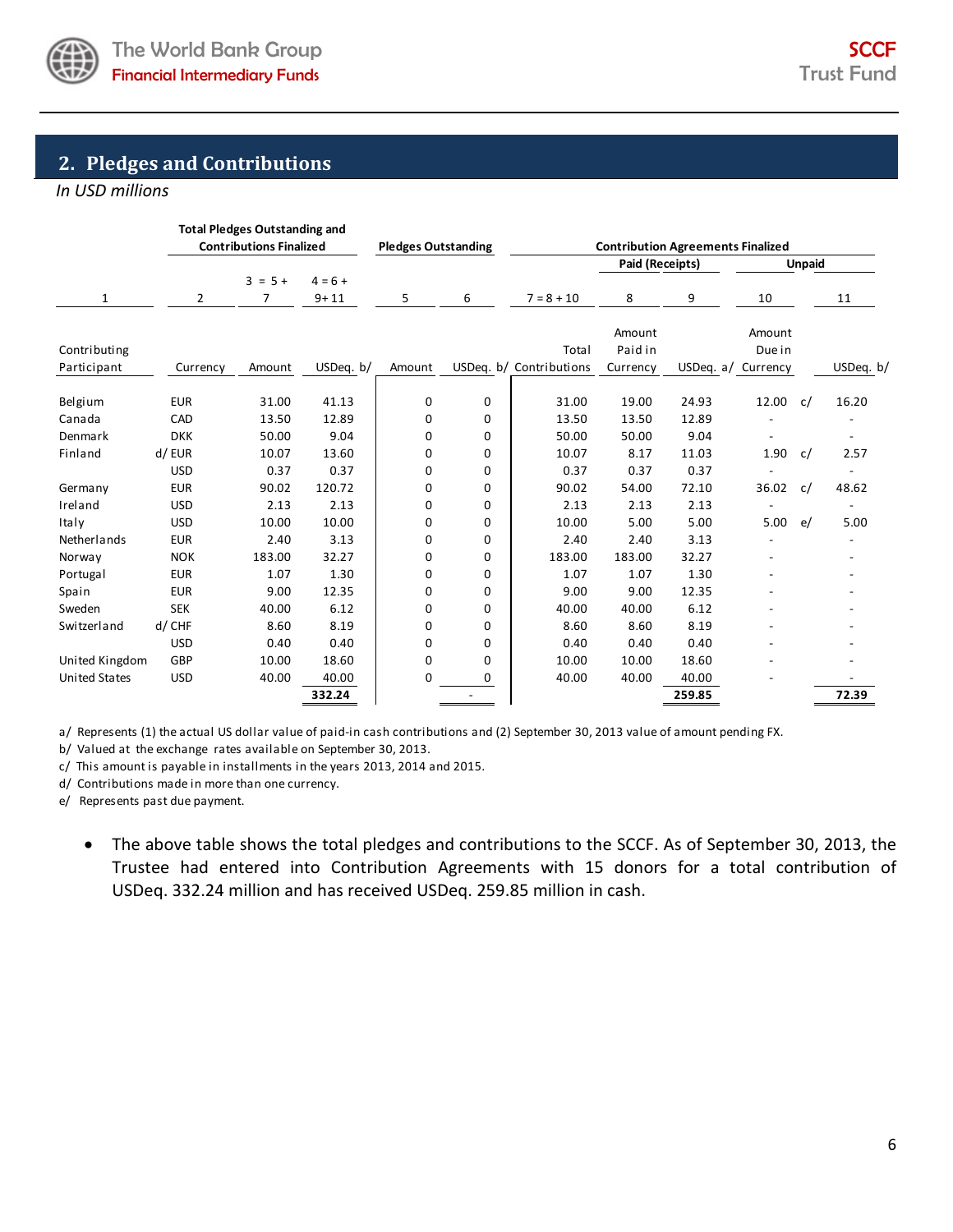## 2. Pledges and Contributions

*In USD millions*

| | | Total Pledges Outstanding and Contributions Finalized | | Pledges Outstanding | | Contribution Agreements Finalized | | | | |
|---|---|---|---|---|---|---|---|---|---|---|
| | | | | | | | Paid (Receipts) | | Unpaid | |
| 1 | 2 | 3 = 5 + 7 | 4 = 6 + 9+ 11 | 5 | 6 | 7 = 8 + 10 | 8 | 9 | 10 | 11 |
| Contributing Participant | Currency | Amount | USDeq. b/ | Amount | USDeq. b/ | Total Contributions | Amount Paid in Currency | USDeq. a/ | Amount Due in Currency | USDeq. b/ |
| Belgium | EUR | 31.00 | 41.13 | 0 | 0 | 31.00 | 19.00 | 24.93 | 12.00 c/ | 16.20 |
| Canada | CAD | 13.50 | 12.89 | 0 | 0 | 13.50 | 13.50 | 12.89 | - | - |
| Denmark | DKK | 50.00 | 9.04 | 0 | 0 | 50.00 | 50.00 | 9.04 | - | - |
| Finland | d/ EUR | 10.07 | 13.60 | 0 | 0 | 10.07 | 8.17 | 11.03 | 1.90 c/ | 2.57 |
| | USD | 0.37 | 0.37 | 0 | 0 | 0.37 | 0.37 | 0.37 | - | - |
| Germany | EUR | 90.02 | 120.72 | 0 | 0 | 90.02 | 54.00 | 72.10 | 36.02 c/ | 48.62 |
| Ireland | USD | 2.13 | 2.13 | 0 | 0 | 2.13 | 2.13 | 2.13 | - | - |
| Italy | USD | 10.00 | 10.00 | 0 | 0 | 10.00 | 5.00 | 5.00 | 5.00 e/ | 5.00 |
| Netherlands | EUR | 2.40 | 3.13 | 0 | 0 | 2.40 | 2.40 | 3.13 | - | - |
| Norway | NOK | 183.00 | 32.27 | 0 | 0 | 183.00 | 183.00 | 32.27 | - | - |
| Portugal | EUR | 1.07 | 1.30 | 0 | 0 | 1.07 | 1.07 | 1.30 | - | - |
| Spain | EUR | 9.00 | 12.35 | 0 | 0 | 9.00 | 9.00 | 12.35 | - | - |
| Sweden | SEK | 40.00 | 6.12 | 0 | 0 | 40.00 | 40.00 | 6.12 | - | - |
| Switzerland | d/ CHF | 8.60 | 8.19 | 0 | 0 | 8.60 | 8.60 | 8.19 | - | - |
| | USD | 0.40 | 0.40 | 0 | 0 | 0.40 | 0.40 | 0.40 | - | - |
| United Kingdom | GBP | 10.00 | 18.60 | 0 | 0 | 10.00 | 10.00 | 18.60 | - | - |
| United States | USD | 40.00 | 40.00 | 0 | 0 | 40.00 | 40.00 | 40.00 | - | - |
| | | | **332.24** | | - | | | **259.85** | | **72.39** |

a/ Represents (1) the actual US dollar value of paid-in cash contributions and (2) September 30, 2013 value of amount pending FX.
b/ Valued at the exchange rates available on September 30, 2013.
c/ This amount is payable in installments in the years 2013, 2014 and 2015.
d/ Contributions made in more than one currency.
e/ Represents past due payment.

- The above table shows the total pledges and contributions to the SCCF. As of September 30, 2013, the Trustee had entered into Contribution Agreements with 15 donors for a total contribution of USDeq. 332.24 million and has received USDeq. 259.85 million in cash.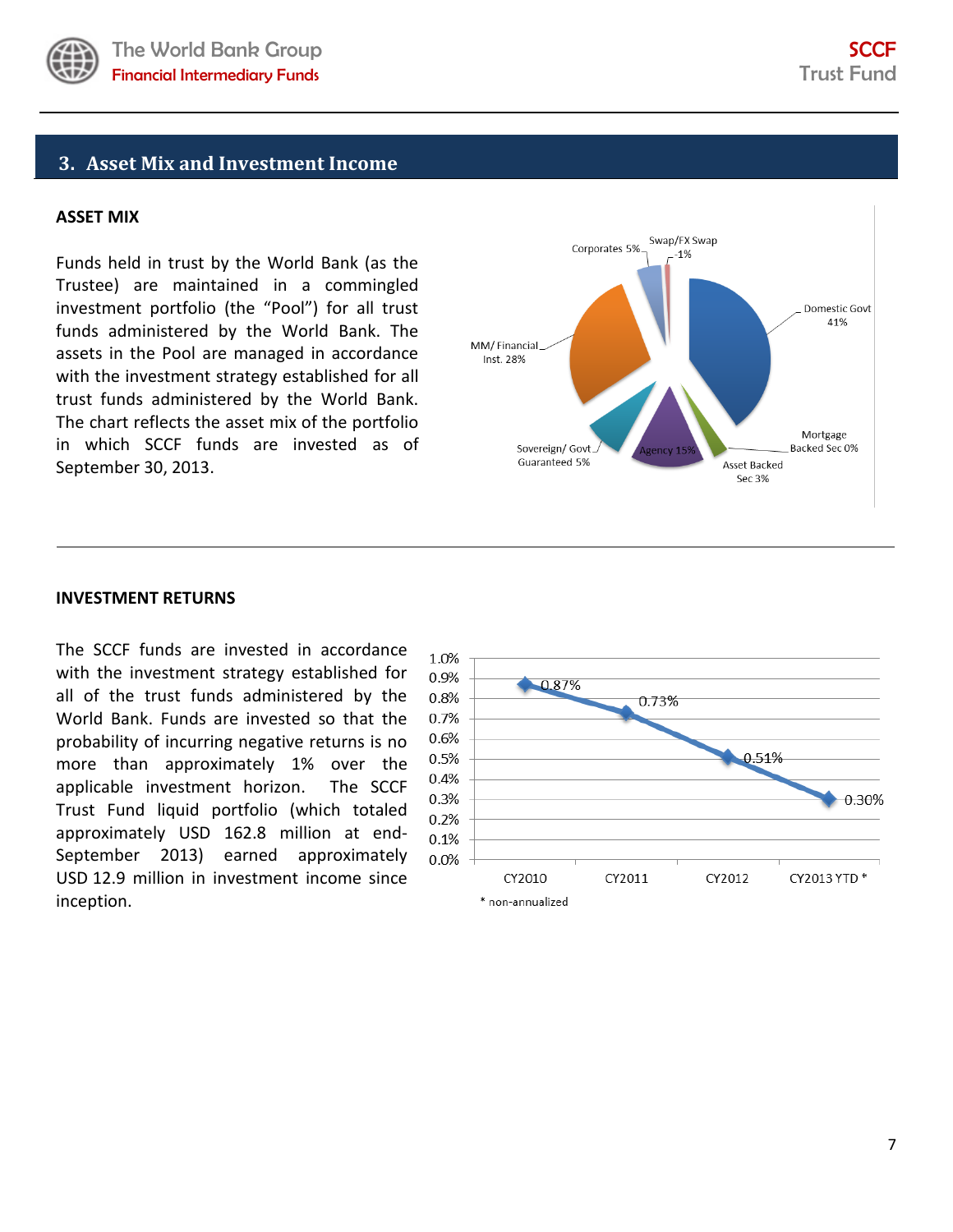## 3. Asset Mix and Investment Income

**ASSET MIX**

Funds held in trust by the World Bank (as the Trustee) are maintained in a commingled investment portfolio (the "Pool") for all trust funds administered by the World Bank. The assets in the Pool are managed in accordance with the investment strategy established for all trust funds administered by the World Bank. The chart reflects the asset mix of the portfolio in which SCCF funds are invested as of September 30, 2013.

| Asset | Share |
|---|---|
| Domestic Govt | 41% |
| MM/ Financial Inst. | 28% |
| Agency | 15% |
| Corporates | 5% |
| Sovereign/ Govt Guaranteed | 5% |
| Asset Backed Sec | 3% |
| Mortgage Backed Sec | 0% |
| Swap/FX Swap | -1% |

**INVESTMENT RETURNS**

The SCCF funds are invested in accordance with the investment strategy established for all of the trust funds administered by the World Bank. Funds are invested so that the probability of incurring negative returns is no more than approximately 1% over the applicable investment horizon. The SCCF Trust Fund liquid portfolio (which totaled approximately USD 162.8 million at end-September 2013) earned approximately USD 12.9 million in investment income since inception.

| Year | Return |
|---|---|
| CY2010 | 0.87% |
| CY2011 | 0.73% |
| CY2012 | 0.51% |
| CY2013 YTD * | 0.30% |

\* non-annualized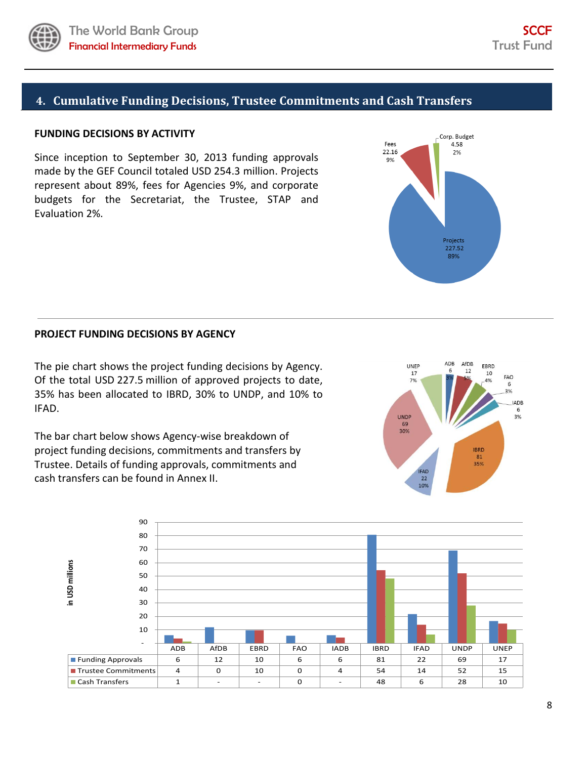## 4. Cumulative Funding Decisions, Trustee Commitments and Cash Transfers

**FUNDING DECISIONS BY ACTIVITY**

Since inception to September 30, 2013 funding approvals made by the GEF Council totaled USD 254.3 million. Projects represent about 89%, fees for Agencies 9%, and corporate budgets for the Secretariat, the Trustee, STAP and Evaluation 2%.

**PROJECT FUNDING DECISIONS BY AGENCY**

The pie chart shows the project funding decisions by Agency. Of the total USD 227.5 million of approved projects to date, 35% has been allocated to IBRD, 30% to UNDP, and 10% to IFAD.

The bar chart below shows Agency-wise breakdown of project funding decisions, commitments and transfers by Trustee. Details of funding approvals, commitments and cash transfers can be found in Annex II.

in USD millions

| | ADB | AfDB | EBRD | FAO | IADB | IBRD | IFAD | UNDP | UNEP |
|---|---|---|---|---|---|---|---|---|---|
| Funding Approvals | 6 | 12 | 10 | 6 | 6 | 81 | 22 | 69 | 17 |
| Trustee Commitments | 4 | 0 | 10 | 0 | 4 | 54 | 14 | 52 | 15 |
| Cash Transfers | 1 | - | - | 0 | - | 48 | 6 | 28 | 10 |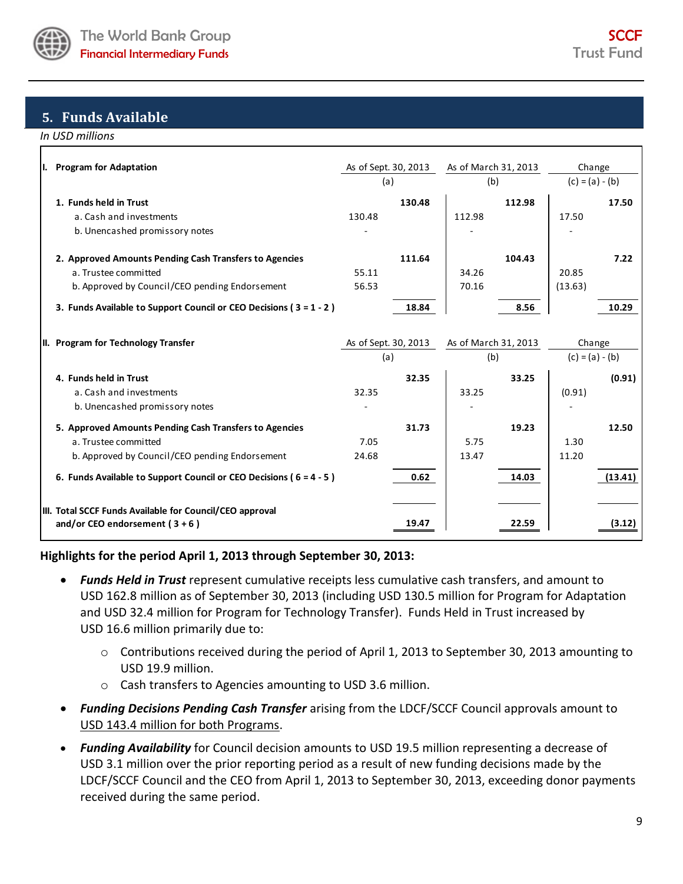## 5. Funds Available

*In USD millions*

| I. Program for Adaptation | As of Sept. 30, 2013 (a) | | As of March 31, 2013 (b) | | Change (c) = (a) - (b) | |
|---|---|---|---|---|---|---|
| **1. Funds held in Trust** | | **130.48** | | **112.98** | | **17.50** |
| a. Cash and investments | 130.48 | | 112.98 | | 17.50 | |
| b. Unencashed promissory notes | - | | - | | - | |
| **2. Approved Amounts Pending Cash Transfers to Agencies** | | **111.64** | | **104.43** | | **7.22** |
| a. Trustee committed | 55.11 | | 34.26 | | 20.85 | |
| b. Approved by Council/CEO pending Endorsement | 56.53 | | 70.16 | | (13.63) | |
| **3. Funds Available to Support Council or CEO Decisions ( 3 = 1 - 2 )** | | **18.84** | | **8.56** | | **10.29** |

| II. Program for Technology Transfer | As of Sept. 30, 2013 (a) | | As of March 31, 2013 (b) | | Change (c) = (a) - (b) | |
|---|---|---|---|---|---|---|
| **4. Funds held in Trust** | | **32.35** | | **33.25** | | **(0.91)** |
| a. Cash and investments | 32.35 | | 33.25 | | (0.91) | |
| b. Unencashed promissory notes | - | | - | | - | |
| **5. Approved Amounts Pending Cash Transfers to Agencies** | | **31.73** | | **19.23** | | **12.50** |
| a. Trustee committed | 7.05 | | 5.75 | | 1.30 | |
| b. Approved by Council/CEO pending Endorsement | 24.68 | | 13.47 | | 11.20 | |
| **6. Funds Available to Support Council or CEO Decisions ( 6 = 4 - 5 )** | | **0.62** | | **14.03** | | **(13.41)** |
| **III. Total SCCF Funds Available for Council/CEO approval and/or CEO endorsement ( 3 + 6 )** | | **19.47** | | **22.59** | | **(3.12)** |

**Highlights for the period April 1, 2013 through September 30, 2013:**

- ***Funds Held in Trust*** represent cumulative receipts less cumulative cash transfers, and amount to USD 162.8 million as of September 30, 2013 (including USD 130.5 million for Program for Adaptation and USD 32.4 million for Program for Technology Transfer). Funds Held in Trust increased by USD 16.6 million primarily due to:
  - Contributions received during the period of April 1, 2013 to September 30, 2013 amounting to USD 19.9 million.
  - Cash transfers to Agencies amounting to USD 3.6 million.
- ***Funding Decisions Pending Cash Transfer*** arising from the LDCF/SCCF Council approvals amount to USD 143.4 million for both Programs.
- ***Funding Availability*** for Council decision amounts to USD 19.5 million representing a decrease of USD 3.1 million over the prior reporting period as a result of new funding decisions made by the LDCF/SCCF Council and the CEO from April 1, 2013 to September 30, 2013, exceeding donor payments received during the same period.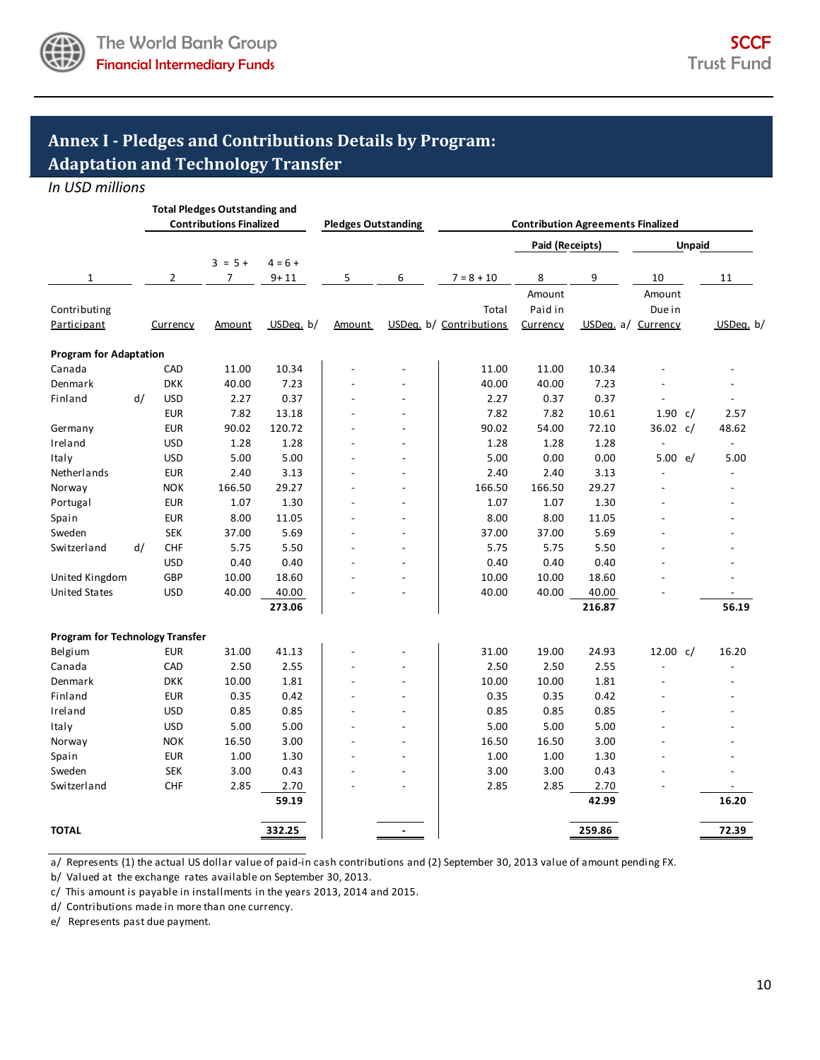## Annex I - Pledges and Contributions Details by Program: Adaptation and Technology Transfer

*In USD millions*

| | | Total Pledges Outstanding and Contributions Finalized | | Pledges Outstanding | | Contribution Agreements Finalized | | | | |
|---|---|---|---|---|---|---|---|---|---|---|
| | | | | | | | Paid (Receipts) | | Unpaid | |
| 1 | 2 | 3 = 5 + 7 | 4 = 6 + 9+ 11 | 5 | 6 | 7 = 8 + 10 | 8 | 9 | 10 | 11 |
| Contributing Participant | Currency | Amount | USDeq. b/ | Amount | USDeq. b/ | Total Contributions | Amount Paid in Currency | USDeq. a/ | Amount Due in Currency | USDeq. b/ |
| **Program for Adaptation** | | | | | | | | | | |
| Canada | CAD | 11.00 | 10.34 | - | - | 11.00 | 11.00 | 10.34 | - | - |
| Denmark | DKK | 40.00 | 7.23 | - | - | 40.00 | 40.00 | 7.23 | - | - |
| Finland d/ | USD | 2.27 | 0.37 | - | - | 2.27 | 0.37 | 0.37 | - | - |
| | EUR | 7.82 | 13.18 | - | - | 7.82 | 7.82 | 10.61 | 1.90 c/ | 2.57 |
| Germany | EUR | 90.02 | 120.72 | - | - | 90.02 | 54.00 | 72.10 | 36.02 c/ | 48.62 |
| Ireland | USD | 1.28 | 1.28 | - | - | 1.28 | 1.28 | 1.28 | - | - |
| Italy | USD | 5.00 | 5.00 | - | - | 5.00 | 0.00 | 0.00 | 5.00 e/ | 5.00 |
| Netherlands | EUR | 2.40 | 3.13 | - | - | 2.40 | 2.40 | 3.13 | - | - |
| Norway | NOK | 166.50 | 29.27 | - | - | 166.50 | 166.50 | 29.27 | - | - |
| Portugal | EUR | 1.07 | 1.30 | - | - | 1.07 | 1.07 | 1.30 | - | - |
| Spain | EUR | 8.00 | 11.05 | - | - | 8.00 | 8.00 | 11.05 | - | - |
| Sweden | SEK | 37.00 | 5.69 | - | - | 37.00 | 37.00 | 5.69 | - | - |
| Switzerland d/ | CHF | 5.75 | 5.50 | - | - | 5.75 | 5.75 | 5.50 | - | - |
| | USD | 0.40 | 0.40 | - | - | 0.40 | 0.40 | 0.40 | - | - |
| United Kingdom | GBP | 10.00 | 18.60 | - | - | 10.00 | 10.00 | 18.60 | - | - |
| United States | USD | 40.00 | 40.00 | - | - | 40.00 | 40.00 | 40.00 | - | - |
| | | | **273.06** | | | | | **216.87** | | **56.19** |
| **Program for Technology Transfer** | | | | | | | | | | |
| Belgium | EUR | 31.00 | 41.13 | - | - | 31.00 | 19.00 | 24.93 | 12.00 c/ | 16.20 |
| Canada | CAD | 2.50 | 2.55 | - | - | 2.50 | 2.50 | 2.55 | - | - |
| Denmark | DKK | 10.00 | 1.81 | - | - | 10.00 | 10.00 | 1.81 | - | - |
| Finland | EUR | 0.35 | 0.42 | - | - | 0.35 | 0.35 | 0.42 | - | - |
| Ireland | USD | 0.85 | 0.85 | - | - | 0.85 | 0.85 | 0.85 | - | - |
| Italy | USD | 5.00 | 5.00 | - | - | 5.00 | 5.00 | 5.00 | - | - |
| Norway | NOK | 16.50 | 3.00 | - | - | 16.50 | 16.50 | 3.00 | - | - |
| Spain | EUR | 1.00 | 1.30 | - | - | 1.00 | 1.00 | 1.30 | - | - |
| Sweden | SEK | 3.00 | 0.43 | - | - | 3.00 | 3.00 | 0.43 | - | - |
| Switzerland | CHF | 2.85 | 2.70 | - | - | 2.85 | 2.85 | 2.70 | - | - |
| | | | **59.19** | | | | | **42.99** | | **16.20** |
| **TOTAL** | | | **332.25** | | **-** | | | **259.86** | | **72.39** |

a/ Represents (1) the actual US dollar value of paid-in cash contributions and (2) September 30, 2013 value of amount pending FX.
b/ Valued at the exchange rates available on September 30, 2013.
c/ This amount is payable in installments in the years 2013, 2014 and 2015.
d/ Contributions made in more than one currency.
e/ Represents past due payment.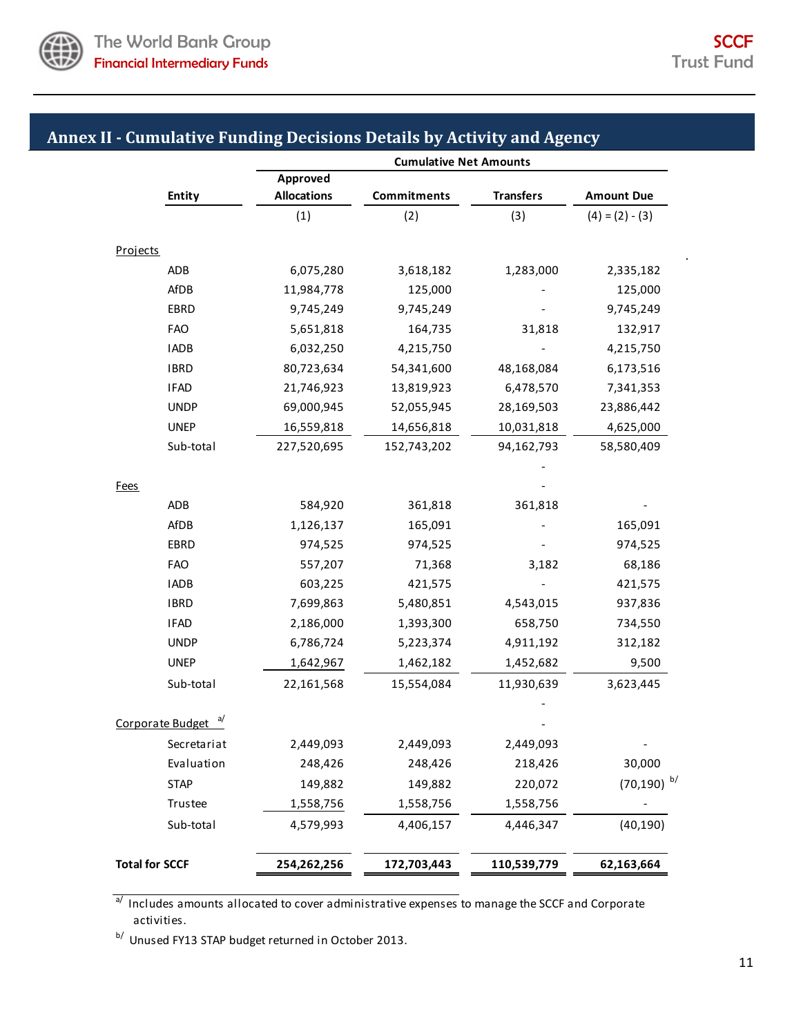## Annex II - Cumulative Funding Decisions Details by Activity and Agency

| Entity | Approved Allocations | Commitments | Transfers | Amount Due |
|---|---|---|---|---|
| | Cumulative Net Amounts | | | |
| | (1) | (2) | (3) | (4) = (2) - (3) |
| **Projects** | | | | |
| ADB | 6,075,280 | 3,618,182 | 1,283,000 | 2,335,182 |
| AfDB | 11,984,778 | 125,000 | - | 125,000 |
| EBRD | 9,745,249 | 9,745,249 | - | 9,745,249 |
| FAO | 5,651,818 | 164,735 | 31,818 | 132,917 |
| IADB | 6,032,250 | 4,215,750 | - | 4,215,750 |
| IBRD | 80,723,634 | 54,341,600 | 48,168,084 | 6,173,516 |
| IFAD | 21,746,923 | 13,819,923 | 6,478,570 | 7,341,353 |
| UNDP | 69,000,945 | 52,055,945 | 28,169,503 | 23,886,442 |
| UNEP | 16,559,818 | 14,656,818 | 10,031,818 | 4,625,000 |
| Sub-total | 227,520,695 | 152,743,202 | 94,162,793 | 58,580,409 |
| | | | - | |
| **Fees** | | | - | |
| ADB | 584,920 | 361,818 | 361,818 | - |
| AfDB | 1,126,137 | 165,091 | - | 165,091 |
| EBRD | 974,525 | 974,525 | - | 974,525 |
| FAO | 557,207 | 71,368 | 3,182 | 68,186 |
| IADB | 603,225 | 421,575 | - | 421,575 |
| IBRD | 7,699,863 | 5,480,851 | 4,543,015 | 937,836 |
| IFAD | 2,186,000 | 1,393,300 | 658,750 | 734,550 |
| UNDP | 6,786,724 | 5,223,374 | 4,911,192 | 312,182 |
| UNEP | 1,642,967 | 1,462,182 | 1,452,682 | 9,500 |
| Sub-total | 22,161,568 | 15,554,084 | 11,930,639 | 3,623,445 |
| | | | - | |
| **Corporate Budget** [a/] | | | - | |
| Secretariat | 2,449,093 | 2,449,093 | 2,449,093 | - |
| Evaluation | 248,426 | 248,426 | 218,426 | 30,000 |
| STAP | 149,882 | 149,882 | 220,072 | (70,190) [b/] |
| Trustee | 1,558,756 | 1,558,756 | 1,558,756 | - |
| Sub-total | 4,579,993 | 4,406,157 | 4,446,347 | (40,190) |
| **Total for SCCF** | **254,262,256** | **172,703,443** | **110,539,779** | **62,163,664** |

[a/] Includes amounts allocated to cover administrative expenses to manage the SCCF and Corporate activities.

[b/] Unused FY13 STAP budget returned in October 2013.